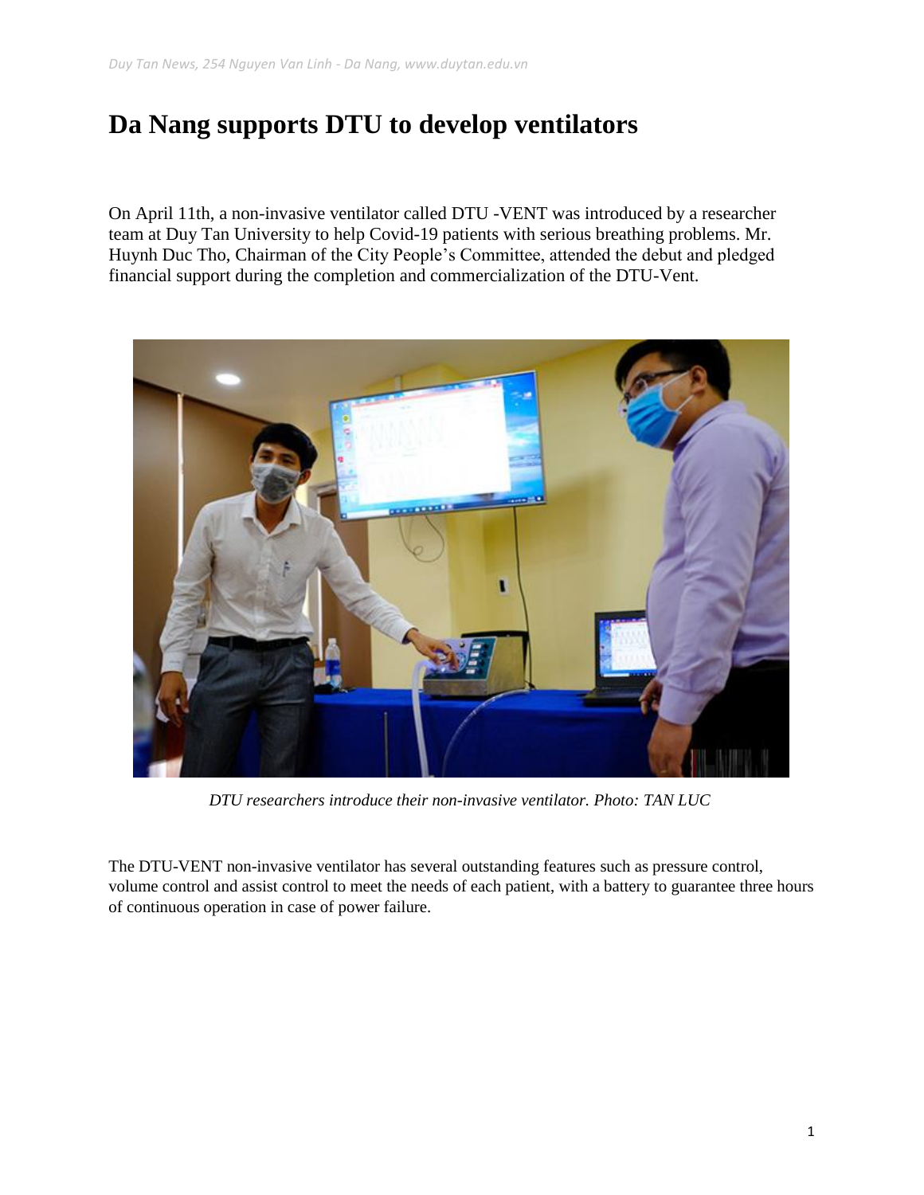# Da Nang supports DTU to develop ventilators

On April 11th, a non-invasive ventilator called DTU -VENT was introduced by a researcher team at Duy Tan University to help Covid-19 patients with serious breathing problems. Mr. Huynh Duc Tho, Chairman of the City People's Committee, attended the debut and pledged financial support during the completion and commercialization of the DTU-Vent.

*DTU researchers introduce their non-invasive ventilator. Photo: TAN LUC*

The DTU-VENT non-invasive ventilator has several outstanding features such as pressure control, volume control and assist control to meet the needs of each patient, with a battery to guarantee three hours of continuous operation in case of power failure.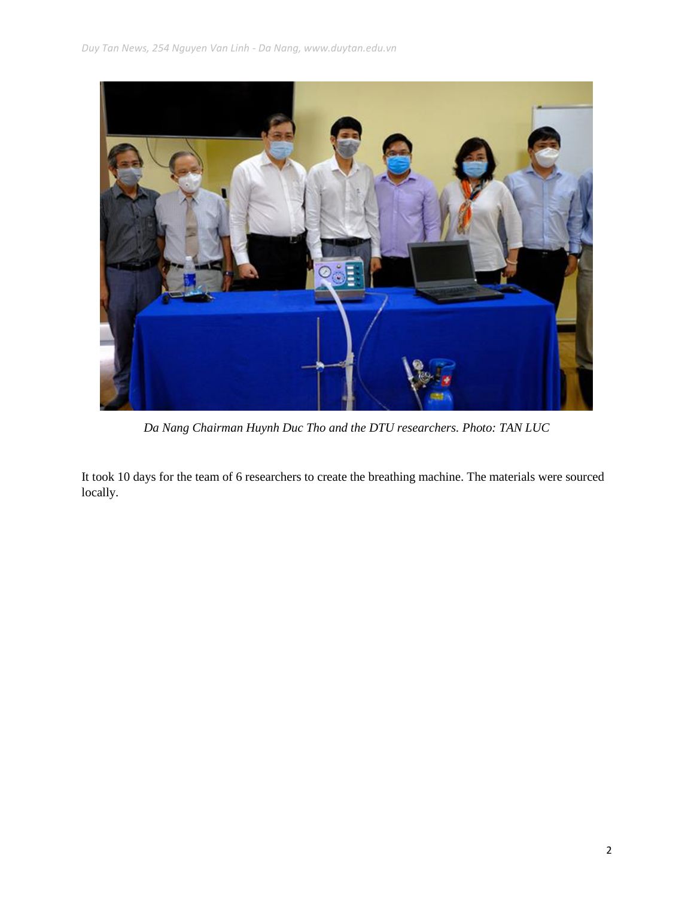*Da Nang Chairman Huynh Duc Tho and the DTU researchers. Photo: TAN LUC*

It took 10 days for the team of 6 researchers to create the breathing machine. The materials were sourced locally.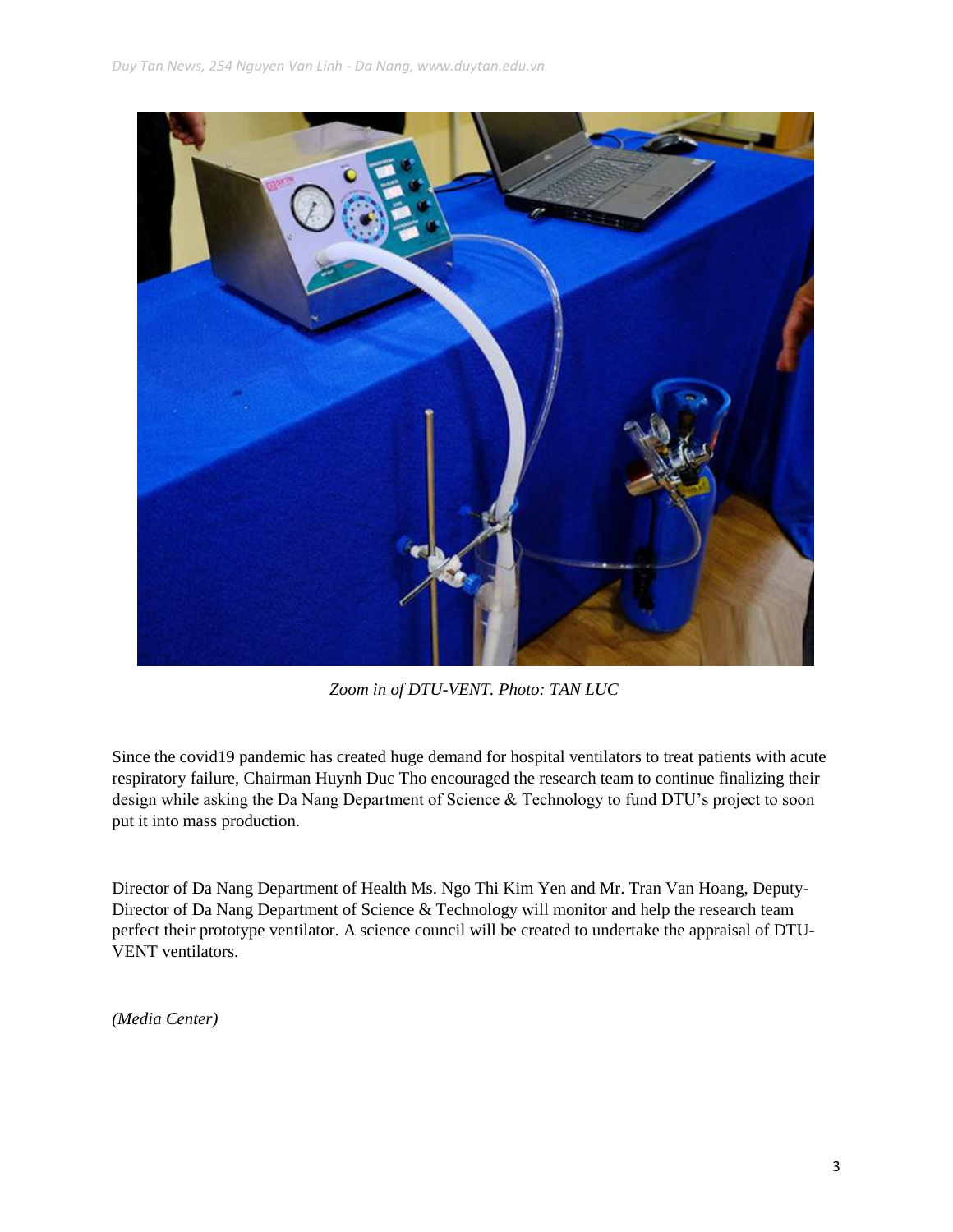*Zoom in of DTU-VENT. Photo: TAN LUC*

Since the covid19 pandemic has created huge demand for hospital ventilators to treat patients with acute respiratory failure, Chairman Huynh Duc Tho encouraged the research team to continue finalizing their design while asking the Da Nang Department of Science & Technology to fund DTU's project to soon put it into mass production.

Director of Da Nang Department of Health Ms. Ngo Thi Kim Yen and Mr. Tran Van Hoang, Deputy-Director of Da Nang Department of Science & Technology will monitor and help the research team perfect their prototype ventilator. A science council will be created to undertake the appraisal of DTU-VENT ventilators.

*(Media Center)*